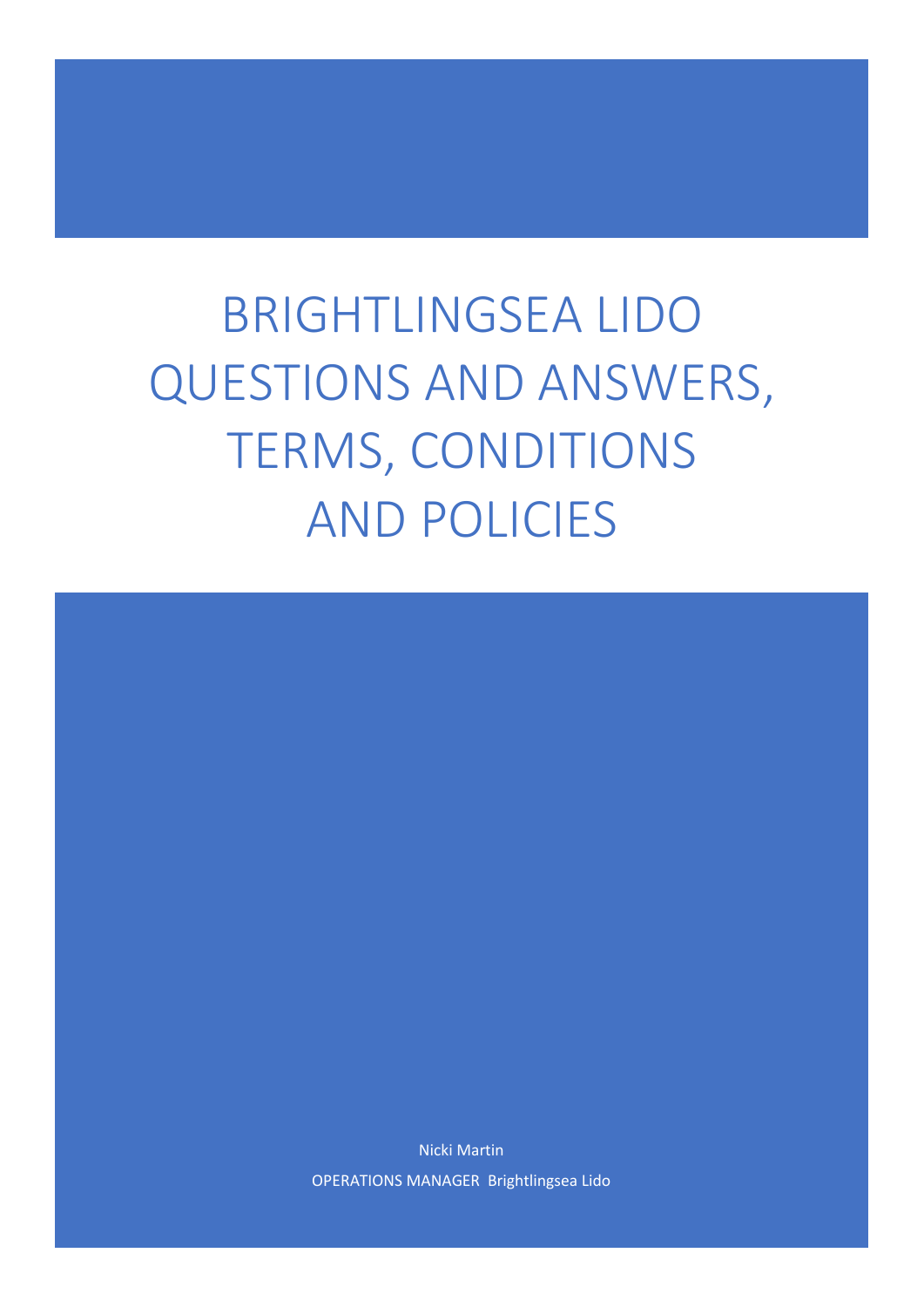# BRIGHTLINGSEA LIDO QUESTIONS AND ANSWERS, TERMS, CONDITIONS AND POLICIES

Nicki Martin

OPERATIONS MANAGER Brightlingsea Lido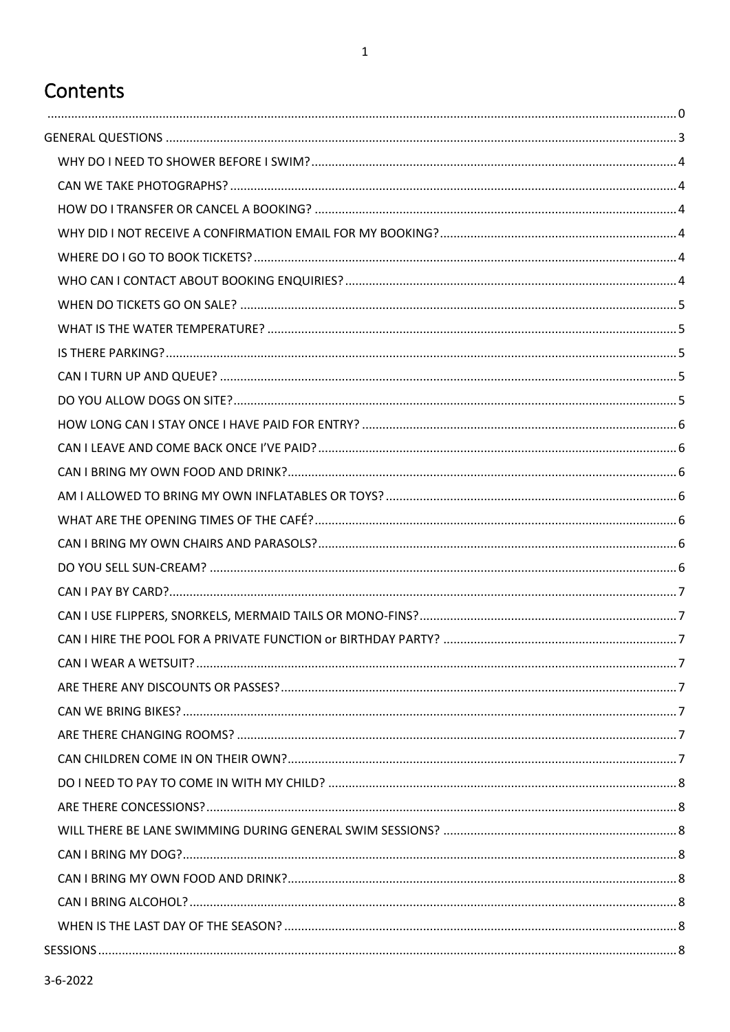# Contents

........................................................................................................................................................................0

GENERAL QUESTIONS ..........................................................................................................................................3

- WHY DO I NEED TO SHOWER BEFORE I SWIM?..........................................................................................4
- CAN WE TAKE PHOTOGRAPHS? ..................................................................................................................4
- HOW DO I TRANSFER OR CANCEL A BOOKING? ........................................................................................4
- WHY DID I NOT RECEIVE A CONFIRMATION EMAIL FOR MY BOOKING?....................................................4
- WHERE DO I GO TO BOOK TICKETS? ...........................................................................................................4
- WHO CAN I CONTACT ABOUT BOOKING ENQUIRIES? ................................................................................4
- WHEN DO TICKETS GO ON SALE? ...............................................................................................................5
- WHAT IS THE WATER TEMPERATURE? .......................................................................................................5
- IS THERE PARKING?.....................................................................................................................................5
- CAN I TURN UP AND QUEUE? .....................................................................................................................5
- DO YOU ALLOW DOGS ON SITE?.................................................................................................................5
- HOW LONG CAN I STAY ONCE I HAVE PAID FOR ENTRY? ...........................................................................6
- CAN I LEAVE AND COME BACK ONCE I'VE PAID?........................................................................................6
- CAN I BRING MY OWN FOOD AND DRINK?.................................................................................................6
- AM I ALLOWED TO BRING MY OWN INFLATABLES OR TOYS? .....................................................................6
- WHAT ARE THE OPENING TIMES OF THE CAFÉ?..........................................................................................6
- CAN I BRING MY OWN CHAIRS AND PARASOLS?.........................................................................................6
- DO YOU SELL SUN-CREAM? ........................................................................................................................6
- CAN I PAY BY CARD?....................................................................................................................................7
- CAN I USE FLIPPERS, SNORKELS, MERMAID TAILS OR MONO-FINS?...........................................................7
- CAN I HIRE THE POOL FOR A PRIVATE FUNCTION or BIRTHDAY PARTY? ....................................................7
- CAN I WEAR A WETSUIT?............................................................................................................................7
- ARE THERE ANY DISCOUNTS OR PASSES?...................................................................................................7
- CAN WE BRING BIKES?................................................................................................................................7
- ARE THERE CHANGING ROOMS? ................................................................................................................7
- CAN CHILDREN COME IN ON THEIR OWN?.................................................................................................7
- DO I NEED TO PAY TO COME IN WITH MY CHILD? .....................................................................................8
- ARE THERE CONCESSIONS?.........................................................................................................................8
- WILL THERE BE LANE SWIMMING DURING GENERAL SWIM SESSIONS? ....................................................8
- CAN I BRING MY DOG?................................................................................................................................8
- CAN I BRING MY OWN FOOD AND DRINK?.................................................................................................8
- CAN I BRING ALCOHOL?..............................................................................................................................8
- WHEN IS THE LAST DAY OF THE SEASON? ..................................................................................................8

SESSIONS........................................................................................................................................................8

3-6-2022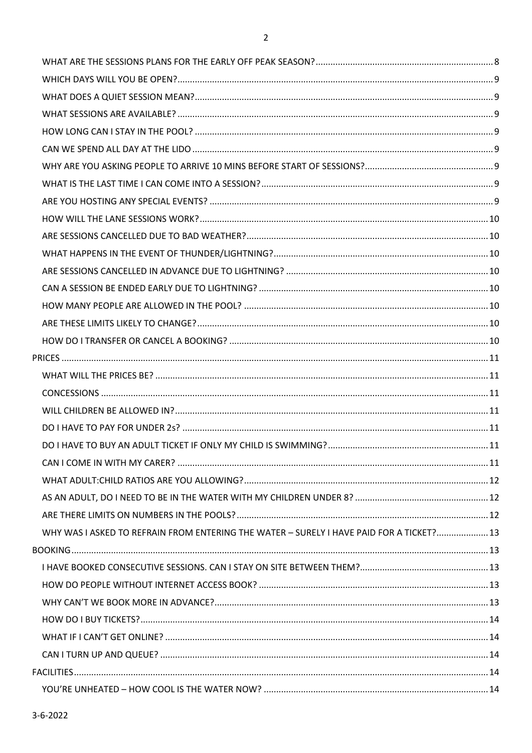- WHAT ARE THE SESSIONS PLANS FOR THE EARLY OFF PEAK SEASON? ..... 8
- WHICH DAYS WILL YOU BE OPEN? ..... 9
- WHAT DOES A QUIET SESSION MEAN? ..... 9
- WHAT SESSIONS ARE AVAILABLE? ..... 9
- HOW LONG CAN I STAY IN THE POOL? ..... 9
- CAN WE SPEND ALL DAY AT THE LIDO ..... 9
- WHY ARE YOU ASKING PEOPLE TO ARRIVE 10 MINS BEFORE START OF SESSIONS? ..... 9
- WHAT IS THE LAST TIME I CAN COME INTO A SESSION? ..... 9
- ARE YOU HOSTING ANY SPECIAL EVENTS? ..... 9
- HOW WILL THE LANE SESSIONS WORK? ..... 10
- ARE SESSIONS CANCELLED DUE TO BAD WEATHER? ..... 10
- WHAT HAPPENS IN THE EVENT OF THUNDER/LIGHTNING? ..... 10
- ARE SESSIONS CANCELLED IN ADVANCE DUE TO LIGHTNING? ..... 10
- CAN A SESSION BE ENDED EARLY DUE TO LIGHTNING? ..... 10
- HOW MANY PEOPLE ARE ALLOWED IN THE POOL? ..... 10
- ARE THESE LIMITS LIKELY TO CHANGE? ..... 10
- HOW DO I TRANSFER OR CANCEL A BOOKING? ..... 10

PRICES ..... 11
- WHAT WILL THE PRICES BE? ..... 11
- CONCESSIONS ..... 11
- WILL CHILDREN BE ALLOWED IN? ..... 11
- DO I HAVE TO PAY FOR UNDER 2s? ..... 11
- DO I HAVE TO BUY AN ADULT TICKET IF ONLY MY CHILD IS SWIMMING? ..... 11
- CAN I COME IN WITH MY CARER? ..... 11
- WHAT ADULT:CHILD RATIOS ARE YOU ALLOWING? ..... 12
- AS AN ADULT, DO I NEED TO BE IN THE WATER WITH MY CHILDREN UNDER 8? ..... 12
- ARE THERE LIMITS ON NUMBERS IN THE POOLS? ..... 12
- WHY WAS I ASKED TO REFRAIN FROM ENTERING THE WATER – SURELY I HAVE PAID FOR A TICKET? ..... 13

BOOKING ..... 13
- I HAVE BOOKED CONSECUTIVE SESSIONS. CAN I STAY ON SITE BETWEEN THEM? ..... 13
- HOW DO PEOPLE WITHOUT INTERNET ACCESS BOOK? ..... 13
- WHY CAN'T WE BOOK MORE IN ADVANCE? ..... 13
- HOW DO I BUY TICKETS? ..... 14
- WHAT IF I CAN'T GET ONLINE? ..... 14
- CAN I TURN UP AND QUEUE? ..... 14

FACILITIES ..... 14
- YOU'RE UNHEATED – HOW COOL IS THE WATER NOW? ..... 14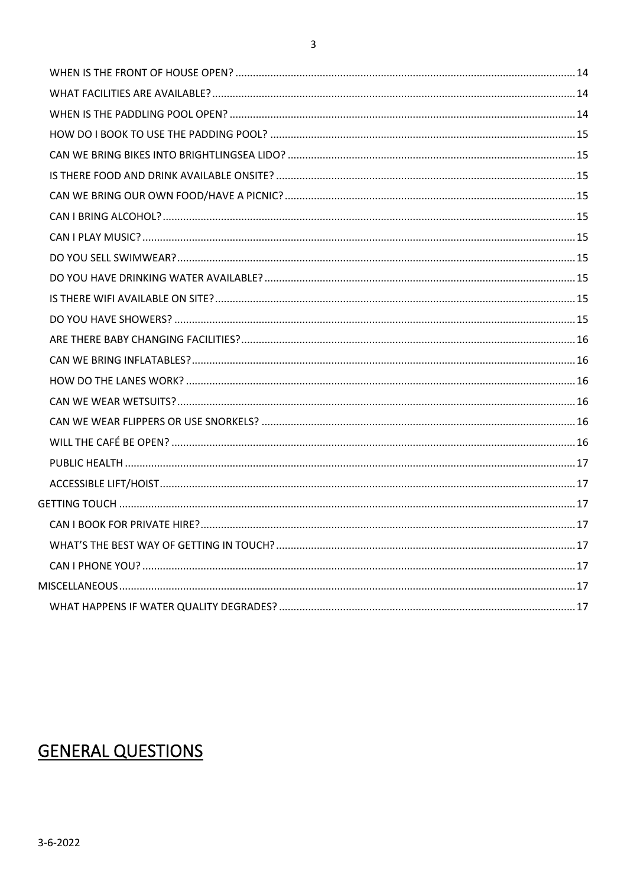WHEN IS THE FRONT OF HOUSE OPEN? ..... 14
WHAT FACILITIES ARE AVAILABLE? ..... 14
WHEN IS THE PADDLING POOL OPEN? ..... 14
HOW DO I BOOK TO USE THE PADDING POOL? ..... 15
CAN WE BRING BIKES INTO BRIGHTLINGSEA LIDO? ..... 15
IS THERE FOOD AND DRINK AVAILABLE ONSITE? ..... 15
CAN WE BRING OUR OWN FOOD/HAVE A PICNIC? ..... 15
CAN I BRING ALCOHOL? ..... 15
CAN I PLAY MUSIC? ..... 15
DO YOU SELL SWIMWEAR? ..... 15
DO YOU HAVE DRINKING WATER AVAILABLE? ..... 15
IS THERE WIFI AVAILABLE ON SITE? ..... 15
DO YOU HAVE SHOWERS? ..... 15
ARE THERE BABY CHANGING FACILITIES? ..... 16
CAN WE BRING INFLATABLES? ..... 16
HOW DO THE LANES WORK? ..... 16
CAN WE WEAR WETSUITS? ..... 16
CAN WE WEAR FLIPPERS OR USE SNORKELS? ..... 16
WILL THE CAFÉ BE OPEN? ..... 16
PUBLIC HEALTH ..... 17
ACCESSIBLE LIFT/HOIST ..... 17

GETTING TOUCH ..... 17
CAN I BOOK FOR PRIVATE HIRE? ..... 17
WHAT'S THE BEST WAY OF GETTING IN TOUCH? ..... 17
CAN I PHONE YOU? ..... 17

MISCELLANEOUS ..... 17
WHAT HAPPENS IF WATER QUALITY DEGRADES? ..... 17

# GENERAL QUESTIONS

3-6-2022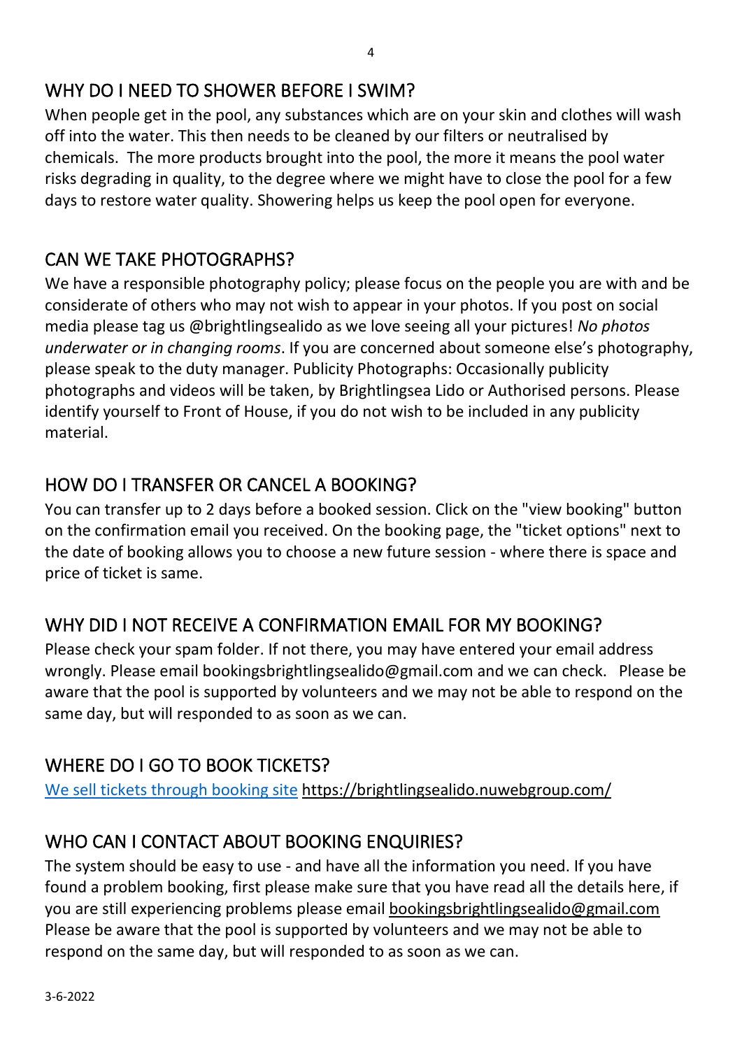## WHY DO I NEED TO SHOWER BEFORE I SWIM?

When people get in the pool, any substances which are on your skin and clothes will wash off into the water. This then needs to be cleaned by our filters or neutralised by chemicals. The more products brought into the pool, the more it means the pool water risks degrading in quality, to the degree where we might have to close the pool for a few days to restore water quality. Showering helps us keep the pool open for everyone.

## CAN WE TAKE PHOTOGRAPHS?

We have a responsible photography policy; please focus on the people you are with and be considerate of others who may not wish to appear in your photos. If you post on social media please tag us @brightlingsealido as we love seeing all your pictures! *No photos underwater or in changing rooms*. If you are concerned about someone else's photography, please speak to the duty manager. Publicity Photographs: Occasionally publicity photographs and videos will be taken, by Brightlingsea Lido or Authorised persons. Please identify yourself to Front of House, if you do not wish to be included in any publicity material.

## HOW DO I TRANSFER OR CANCEL A BOOKING?

You can transfer up to 2 days before a booked session. Click on the "view booking" button on the confirmation email you received. On the booking page, the "ticket options" next to the date of booking allows you to choose a new future session - where there is space and price of ticket is same.

## WHY DID I NOT RECEIVE A CONFIRMATION EMAIL FOR MY BOOKING?

Please check your spam folder. If not there, you may have entered your email address wrongly. Please email bookingsbrightlingsealido@gmail.com and we can check. Please be aware that the pool is supported by volunteers and we may not be able to respond on the same day, but will responded to as soon as we can.

## WHERE DO I GO TO BOOK TICKETS?

We sell tickets through booking site https://brightlingsealido.nuwebgroup.com/

## WHO CAN I CONTACT ABOUT BOOKING ENQUIRIES?

The system should be easy to use - and have all the information you need. If you have found a problem booking, first please make sure that you have read all the details here, if you are still experiencing problems please email bookingsbrightlingsealido@gmail.com Please be aware that the pool is supported by volunteers and we may not be able to respond on the same day, but will responded to as soon as we can.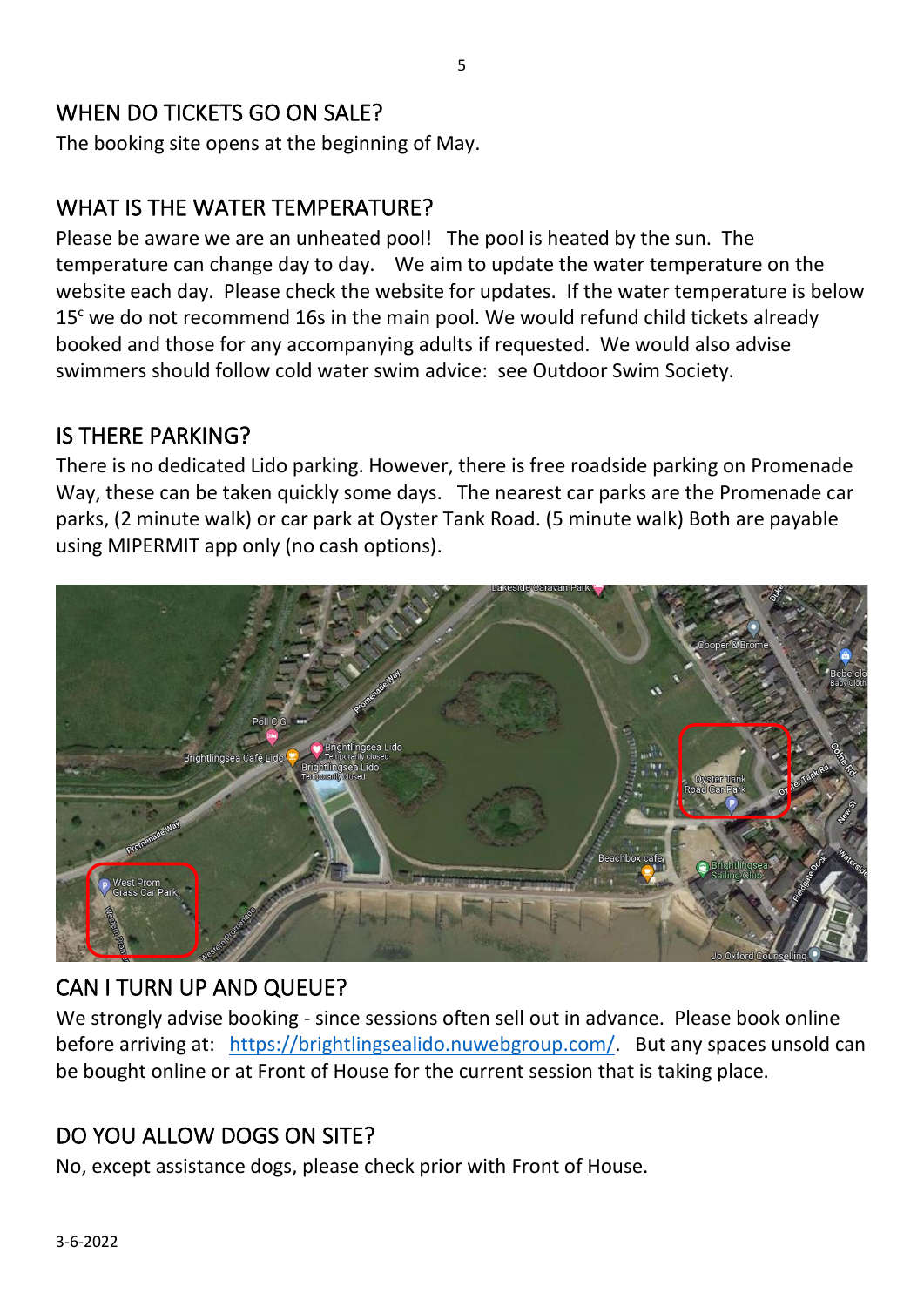## WHEN DO TICKETS GO ON SALE?

The booking site opens at the beginning of May.

## WHAT IS THE WATER TEMPERATURE?

Please be aware we are an unheated pool! The pool is heated by the sun. The temperature can change day to day. We aim to update the water temperature on the website each day. Please check the website for updates. If the water temperature is below 15$^c$ we do not recommend 16s in the main pool. We would refund child tickets already booked and those for any accompanying adults if requested. We would also advise swimmers should follow cold water swim advice: see Outdoor Swim Society.

## IS THERE PARKING?

There is no dedicated Lido parking. However, there is free roadside parking on Promenade Way, these can be taken quickly some days. The nearest car parks are the Promenade car parks, (2 minute walk) or car park at Oyster Tank Road. (5 minute walk) Both are payable using MIPERMIT app only (no cash options).

## CAN I TURN UP AND QUEUE?

We strongly advise booking - since sessions often sell out in advance. Please book online before arriving at: https://brightlingsealido.nuwebgroup.com/. But any spaces unsold can be bought online or at Front of House for the current session that is taking place.

## DO YOU ALLOW DOGS ON SITE?

No, except assistance dogs, please check prior with Front of House.

3-6-2022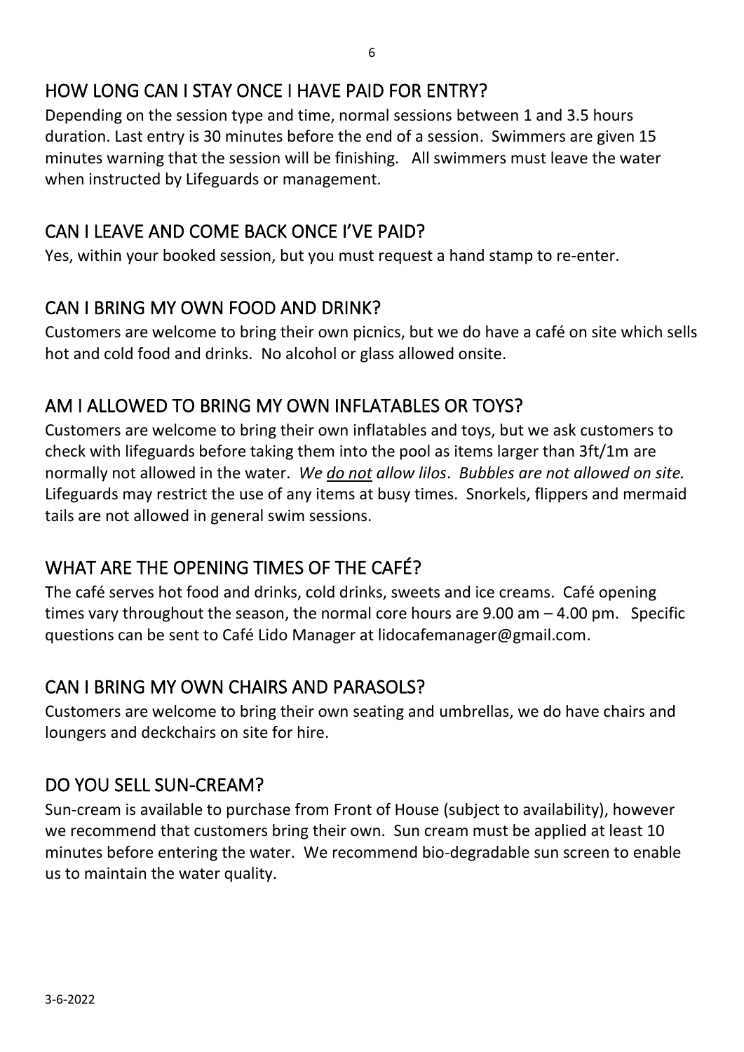## HOW LONG CAN I STAY ONCE I HAVE PAID FOR ENTRY?

Depending on the session type and time, normal sessions between 1 and 3.5 hours duration. Last entry is 30 minutes before the end of a session. Swimmers are given 15 minutes warning that the session will be finishing. All swimmers must leave the water when instructed by Lifeguards or management.

## CAN I LEAVE AND COME BACK ONCE I'VE PAID?

Yes, within your booked session, but you must request a hand stamp to re-enter.

## CAN I BRING MY OWN FOOD AND DRINK?

Customers are welcome to bring their own picnics, but we do have a café on site which sells hot and cold food and drinks. No alcohol or glass allowed onsite.

## AM I ALLOWED TO BRING MY OWN INFLATABLES OR TOYS?

Customers are welcome to bring their own inflatables and toys, but we ask customers to check with lifeguards before taking them into the pool as items larger than 3ft/1m are normally not allowed in the water. *We <u>do not</u> allow lilos*. *Bubbles are not allowed on site.* Lifeguards may restrict the use of any items at busy times. Snorkels, flippers and mermaid tails are not allowed in general swim sessions.

## WHAT ARE THE OPENING TIMES OF THE CAFÉ?

The café serves hot food and drinks, cold drinks, sweets and ice creams. Café opening times vary throughout the season, the normal core hours are 9.00 am – 4.00 pm. Specific questions can be sent to Café Lido Manager at lidocafemanager@gmail.com.

## CAN I BRING MY OWN CHAIRS AND PARASOLS?

Customers are welcome to bring their own seating and umbrellas, we do have chairs and loungers and deckchairs on site for hire.

## DO YOU SELL SUN-CREAM?

Sun-cream is available to purchase from Front of House (subject to availability), however we recommend that customers bring their own. Sun cream must be applied at least 10 minutes before entering the water. We recommend bio-degradable sun screen to enable us to maintain the water quality.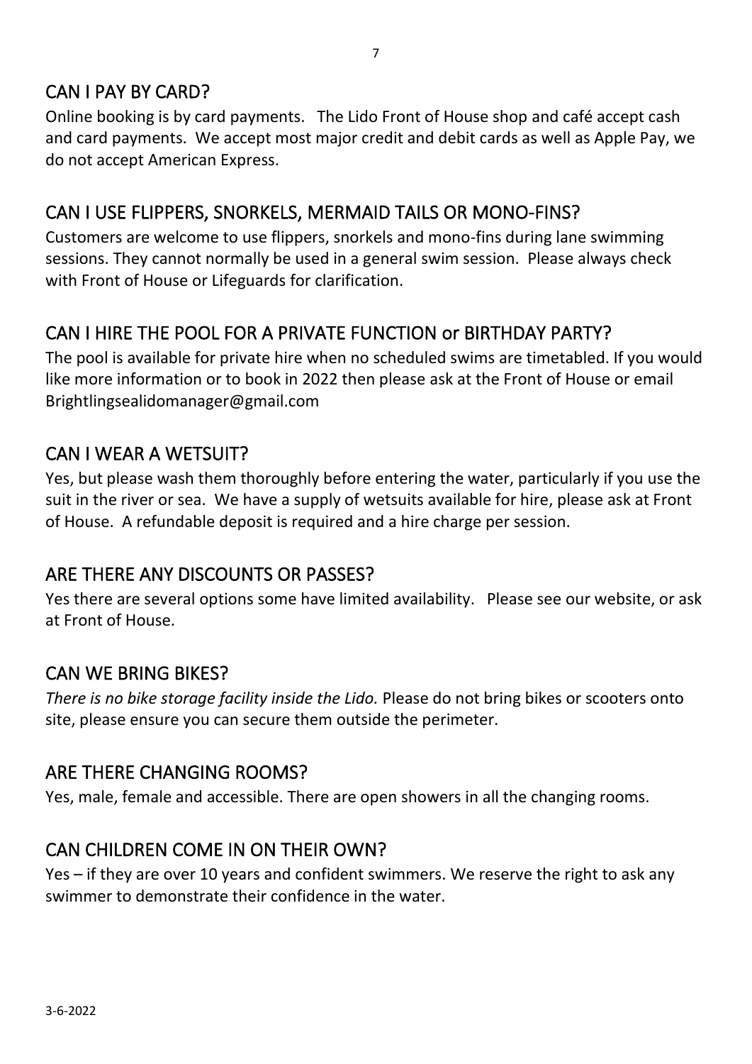## CAN I PAY BY CARD?

Online booking is by card payments. The Lido Front of House shop and café accept cash and card payments. We accept most major credit and debit cards as well as Apple Pay, we do not accept American Express.

## CAN I USE FLIPPERS, SNORKELS, MERMAID TAILS OR MONO-FINS?

Customers are welcome to use flippers, snorkels and mono-fins during lane swimming sessions. They cannot normally be used in a general swim session. Please always check with Front of House or Lifeguards for clarification.

## CAN I HIRE THE POOL FOR A PRIVATE FUNCTION or BIRTHDAY PARTY?

The pool is available for private hire when no scheduled swims are timetabled. If you would like more information or to book in 2022 then please ask at the Front of House or email Brightlingsealidomanager@gmail.com

## CAN I WEAR A WETSUIT?

Yes, but please wash them thoroughly before entering the water, particularly if you use the suit in the river or sea. We have a supply of wetsuits available for hire, please ask at Front of House. A refundable deposit is required and a hire charge per session.

## ARE THERE ANY DISCOUNTS OR PASSES?

Yes there are several options some have limited availability. Please see our website, or ask at Front of House.

## CAN WE BRING BIKES?

*There is no bike storage facility inside the Lido.* Please do not bring bikes or scooters onto site, please ensure you can secure them outside the perimeter.

## ARE THERE CHANGING ROOMS?

Yes, male, female and accessible. There are open showers in all the changing rooms.

## CAN CHILDREN COME IN ON THEIR OWN?

Yes – if they are over 10 years and confident swimmers. We reserve the right to ask any swimmer to demonstrate their confidence in the water.

3-6-2022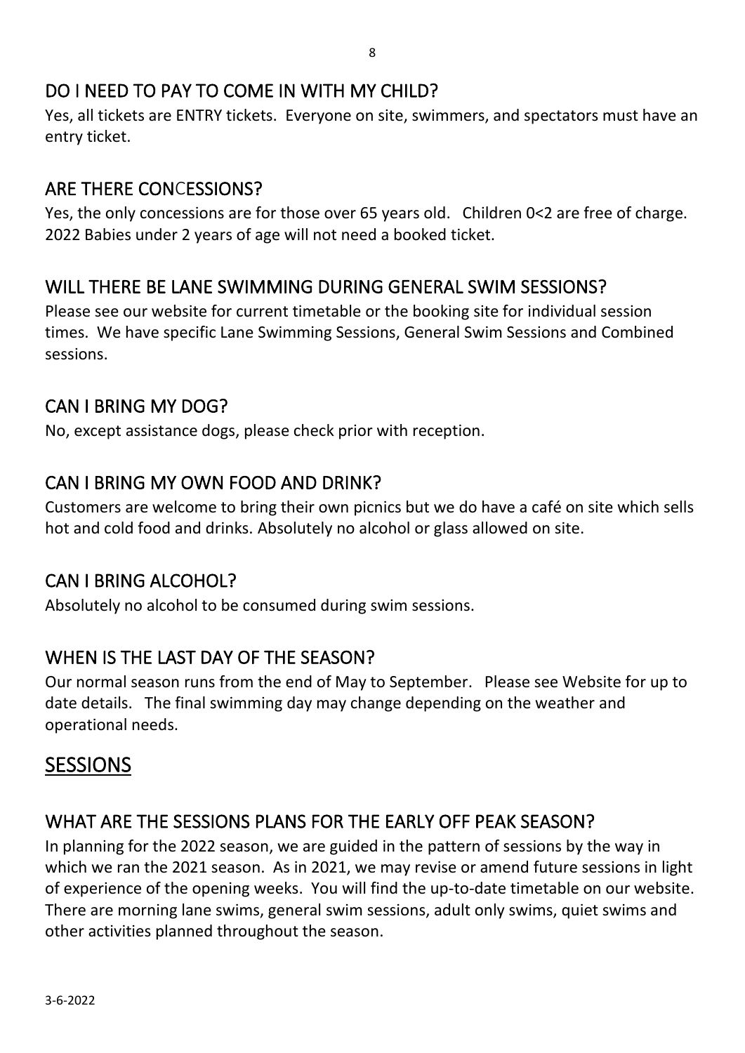## DO I NEED TO PAY TO COME IN WITH MY CHILD?

Yes, all tickets are ENTRY tickets. Everyone on site, swimmers, and spectators must have an entry ticket.

## ARE THERE CONCESSIONS?

Yes, the only concessions are for those over 65 years old. Children 0<2 are free of charge. 2022 Babies under 2 years of age will not need a booked ticket.

## WILL THERE BE LANE SWIMMING DURING GENERAL SWIM SESSIONS?

Please see our website for current timetable or the booking site for individual session times. We have specific Lane Swimming Sessions, General Swim Sessions and Combined sessions.

## CAN I BRING MY DOG?

No, except assistance dogs, please check prior with reception.

## CAN I BRING MY OWN FOOD AND DRINK?

Customers are welcome to bring their own picnics but we do have a café on site which sells hot and cold food and drinks. Absolutely no alcohol or glass allowed on site.

## CAN I BRING ALCOHOL?

Absolutely no alcohol to be consumed during swim sessions.

## WHEN IS THE LAST DAY OF THE SEASON?

Our normal season runs from the end of May to September. Please see Website for up to date details. The final swimming day may change depending on the weather and operational needs.

# SESSIONS

## WHAT ARE THE SESSIONS PLANS FOR THE EARLY OFF PEAK SEASON?

In planning for the 2022 season, we are guided in the pattern of sessions by the way in which we ran the 2021 season. As in 2021, we may revise or amend future sessions in light of experience of the opening weeks. You will find the up-to-date timetable on our website. There are morning lane swims, general swim sessions, adult only swims, quiet swims and other activities planned throughout the season.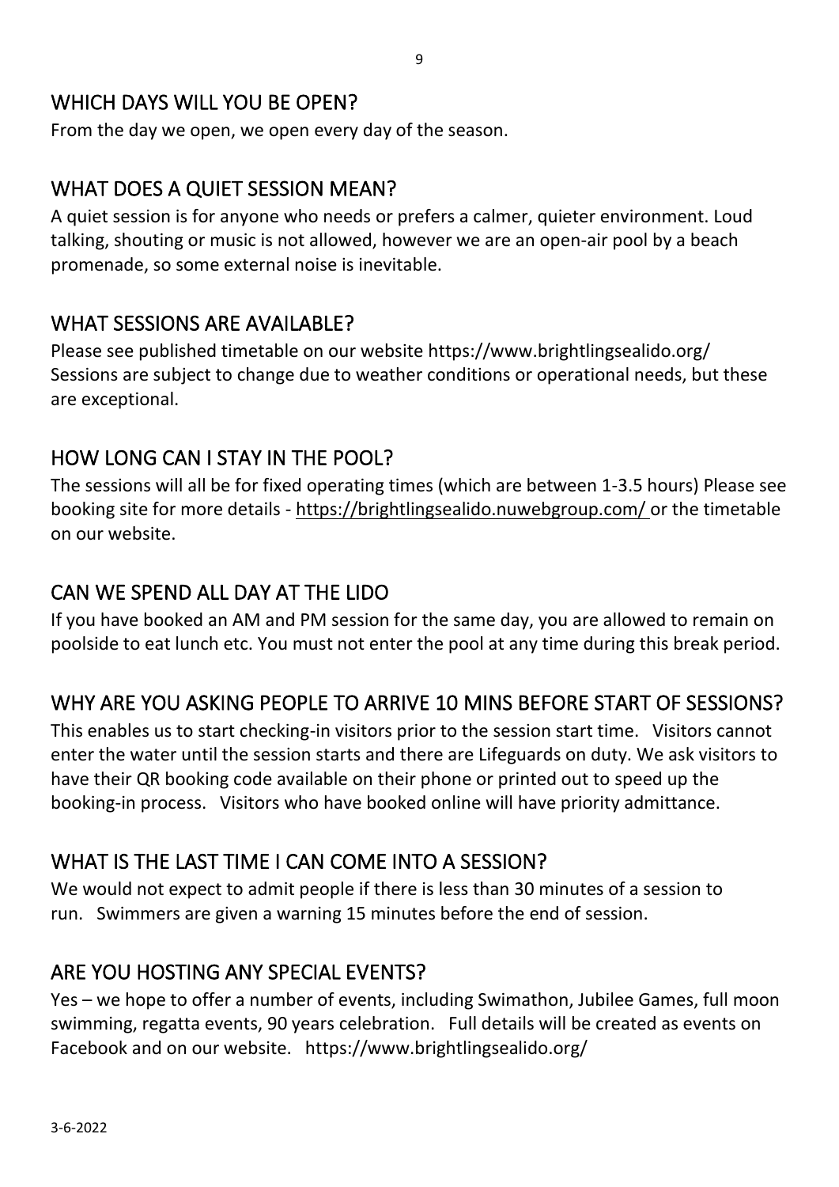## WHICH DAYS WILL YOU BE OPEN?

From the day we open, we open every day of the season.

## WHAT DOES A QUIET SESSION MEAN?

A quiet session is for anyone who needs or prefers a calmer, quieter environment. Loud talking, shouting or music is not allowed, however we are an open-air pool by a beach promenade, so some external noise is inevitable.

## WHAT SESSIONS ARE AVAILABLE?

Please see published timetable on our website https://www.brightlingsealido.org/ Sessions are subject to change due to weather conditions or operational needs, but these are exceptional.

## HOW LONG CAN I STAY IN THE POOL?

The sessions will all be for fixed operating times (which are between 1-3.5 hours) Please see booking site for more details - https://brightlingsealido.nuwebgroup.com/ or the timetable on our website.

## CAN WE SPEND ALL DAY AT THE LIDO

If you have booked an AM and PM session for the same day, you are allowed to remain on poolside to eat lunch etc. You must not enter the pool at any time during this break period.

## WHY ARE YOU ASKING PEOPLE TO ARRIVE 10 MINS BEFORE START OF SESSIONS?

This enables us to start checking-in visitors prior to the session start time. Visitors cannot enter the water until the session starts and there are Lifeguards on duty. We ask visitors to have their QR booking code available on their phone or printed out to speed up the booking-in process. Visitors who have booked online will have priority admittance.

## WHAT IS THE LAST TIME I CAN COME INTO A SESSION?

We would not expect to admit people if there is less than 30 minutes of a session to run. Swimmers are given a warning 15 minutes before the end of session.

## ARE YOU HOSTING ANY SPECIAL EVENTS?

Yes – we hope to offer a number of events, including Swimathon, Jubilee Games, full moon swimming, regatta events, 90 years celebration. Full details will be created as events on Facebook and on our website. https://www.brightlingsealido.org/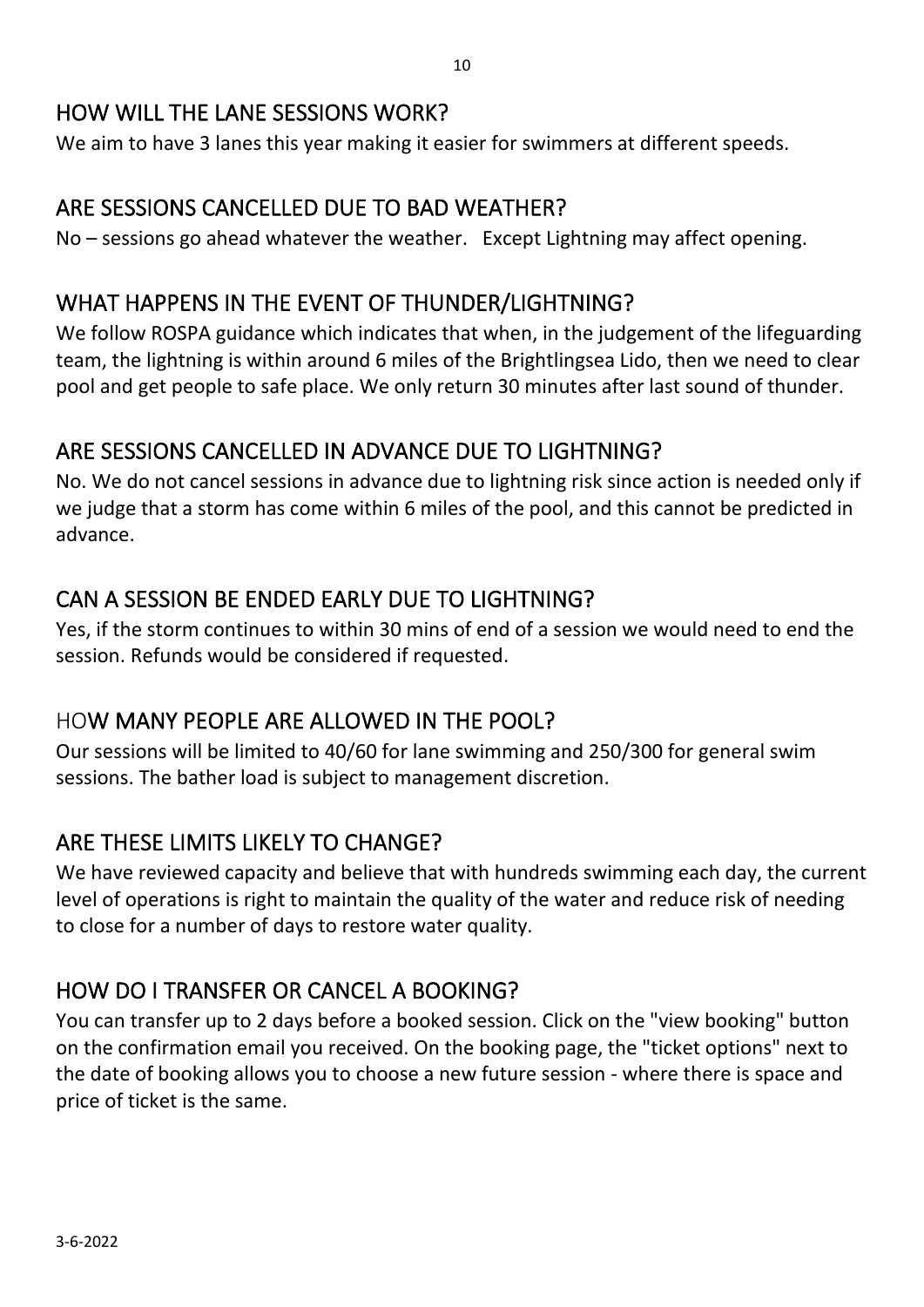## HOW WILL THE LANE SESSIONS WORK?

We aim to have 3 lanes this year making it easier for swimmers at different speeds.

## ARE SESSIONS CANCELLED DUE TO BAD WEATHER?

No – sessions go ahead whatever the weather. Except Lightning may affect opening.

## WHAT HAPPENS IN THE EVENT OF THUNDER/LIGHTNING?

We follow ROSPA guidance which indicates that when, in the judgement of the lifeguarding team, the lightning is within around 6 miles of the Brightlingsea Lido, then we need to clear pool and get people to safe place. We only return 30 minutes after last sound of thunder.

## ARE SESSIONS CANCELLED IN ADVANCE DUE TO LIGHTNING?

No. We do not cancel sessions in advance due to lightning risk since action is needed only if we judge that a storm has come within 6 miles of the pool, and this cannot be predicted in advance.

## CAN A SESSION BE ENDED EARLY DUE TO LIGHTNING?

Yes, if the storm continues to within 30 mins of end of a session we would need to end the session. Refunds would be considered if requested.

## HOW MANY PEOPLE ARE ALLOWED IN THE POOL?

Our sessions will be limited to 40/60 for lane swimming and 250/300 for general swim sessions. The bather load is subject to management discretion.

## ARE THESE LIMITS LIKELY TO CHANGE?

We have reviewed capacity and believe that with hundreds swimming each day, the current level of operations is right to maintain the quality of the water and reduce risk of needing to close for a number of days to restore water quality.

## HOW DO I TRANSFER OR CANCEL A BOOKING?

You can transfer up to 2 days before a booked session. Click on the "view booking" button on the confirmation email you received. On the booking page, the "ticket options" next to the date of booking allows you to choose a new future session - where there is space and price of ticket is the same.

3-6-2022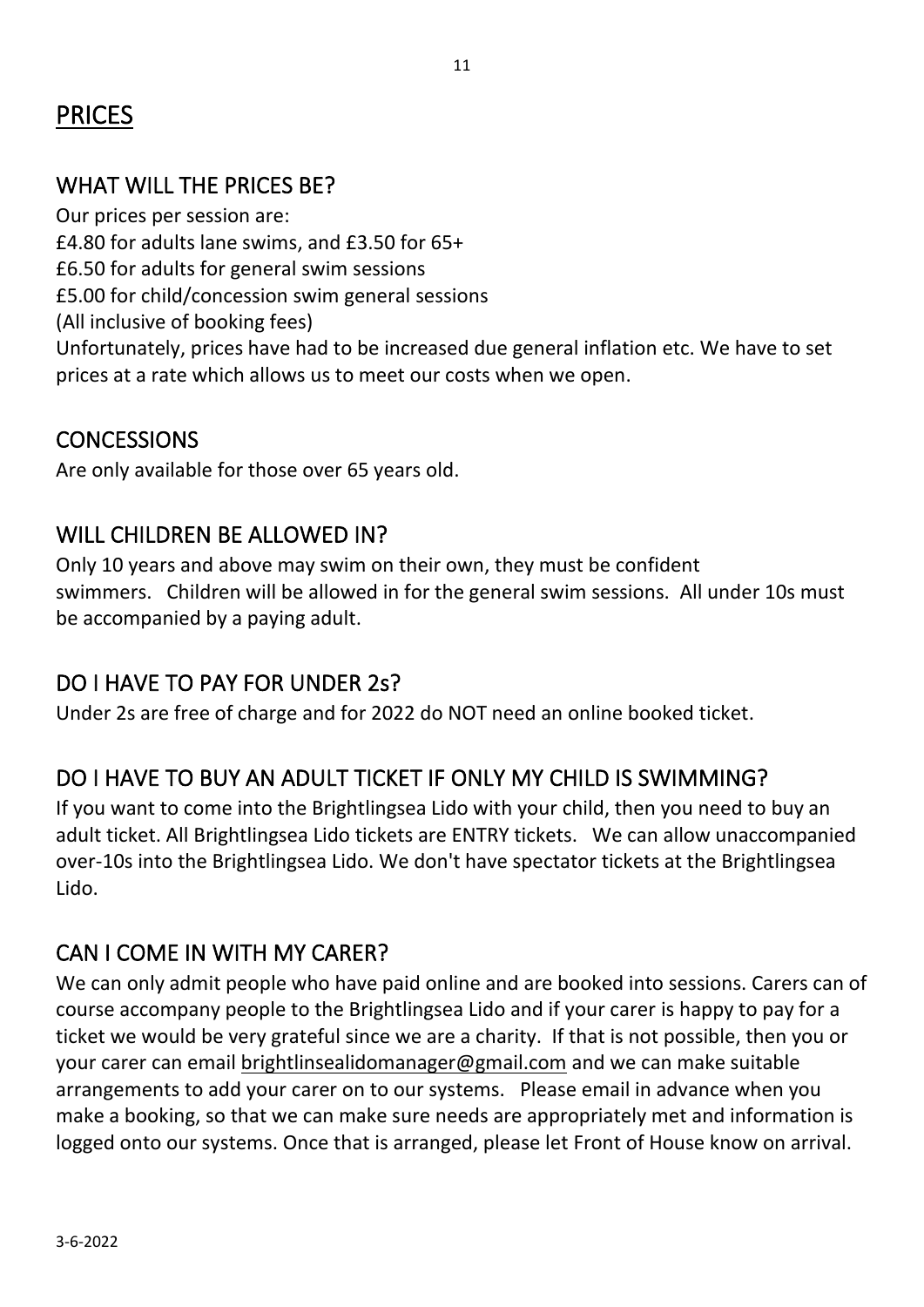# PRICES

## WHAT WILL THE PRICES BE?

Our prices per session are:
£4.80 for adults lane swims, and £3.50 for 65+
£6.50 for adults for general swim sessions
£5.00 for child/concession swim general sessions
(All inclusive of booking fees)
Unfortunately, prices have had to be increased due general inflation etc. We have to set prices at a rate which allows us to meet our costs when we open.

## CONCESSIONS

Are only available for those over 65 years old.

## WILL CHILDREN BE ALLOWED IN?

Only 10 years and above may swim on their own, they must be confident swimmers. Children will be allowed in for the general swim sessions. All under 10s must be accompanied by a paying adult.

## DO I HAVE TO PAY FOR UNDER 2s?

Under 2s are free of charge and for 2022 do NOT need an online booked ticket.

## DO I HAVE TO BUY AN ADULT TICKET IF ONLY MY CHILD IS SWIMMING?

If you want to come into the Brightlingsea Lido with your child, then you need to buy an adult ticket. All Brightlingsea Lido tickets are ENTRY tickets. We can allow unaccompanied over-10s into the Brightlingsea Lido. We don't have spectator tickets at the Brightlingsea Lido.

## CAN I COME IN WITH MY CARER?

We can only admit people who have paid online and are booked into sessions. Carers can of course accompany people to the Brightlingsea Lido and if your carer is happy to pay for a ticket we would be very grateful since we are a charity. If that is not possible, then you or your carer can email brightlinsealidomanager@gmail.com and we can make suitable arrangements to add your carer on to our systems. Please email in advance when you make a booking, so that we can make sure needs are appropriately met and information is logged onto our systems. Once that is arranged, please let Front of House know on arrival.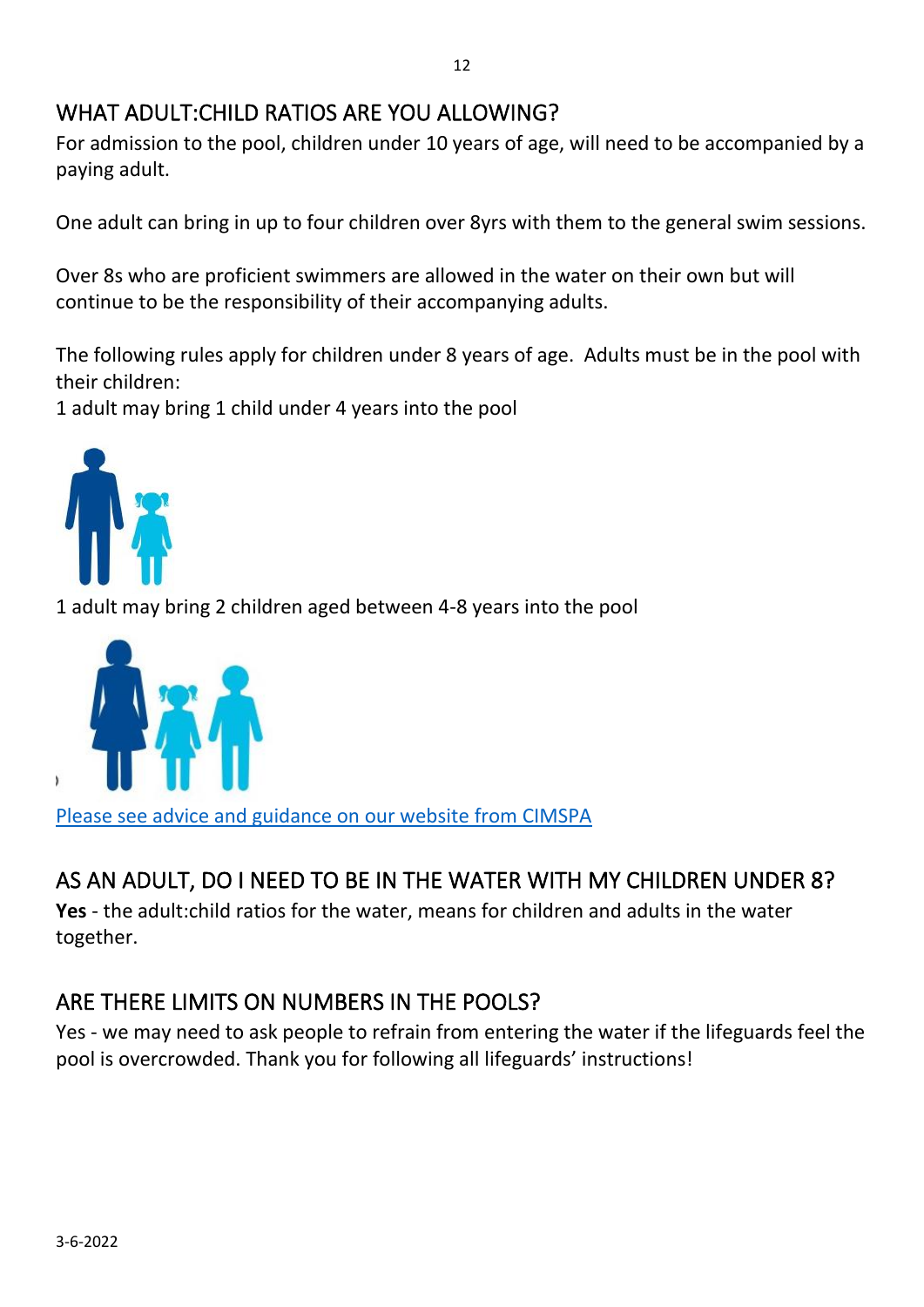## WHAT ADULT:CHILD RATIOS ARE YOU ALLOWING?

For admission to the pool, children under 10 years of age, will need to be accompanied by a paying adult.

One adult can bring in up to four children over 8yrs with them to the general swim sessions.

Over 8s who are proficient swimmers are allowed in the water on their own but will continue to be the responsibility of their accompanying adults.

The following rules apply for children under 8 years of age. Adults must be in the pool with their children:

1 adult may bring 1 child under 4 years into the pool

1 adult may bring 2 children aged between 4-8 years into the pool

[Please see advice and guidance on our website from CIMSPA]

## AS AN ADULT, DO I NEED TO BE IN THE WATER WITH MY CHILDREN UNDER 8?

**Yes** - the adult:child ratios for the water, means for children and adults in the water together.

## ARE THERE LIMITS ON NUMBERS IN THE POOLS?

Yes - we may need to ask people to refrain from entering the water if the lifeguards feel the pool is overcrowded. Thank you for following all lifeguards' instructions!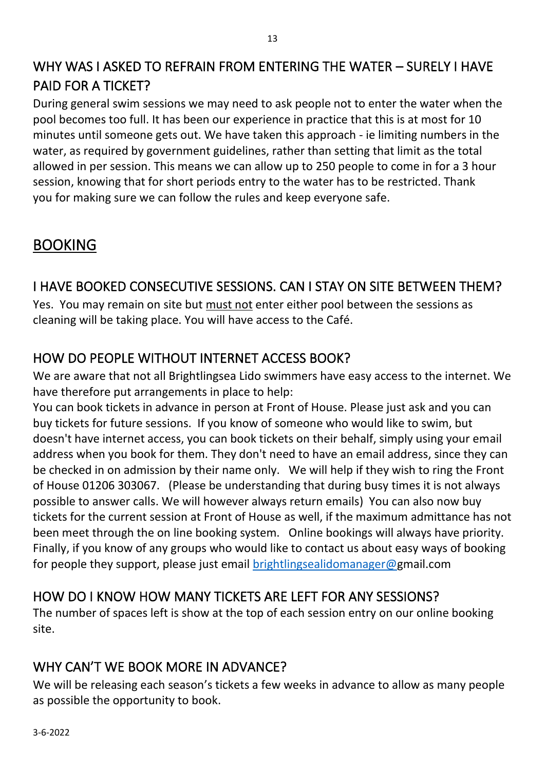## WHY WAS I ASKED TO REFRAIN FROM ENTERING THE WATER – SURELY I HAVE PAID FOR A TICKET?

During general swim sessions we may need to ask people not to enter the water when the pool becomes too full. It has been our experience in practice that this is at most for 10 minutes until someone gets out. We have taken this approach - ie limiting numbers in the water, as required by government guidelines, rather than setting that limit as the total allowed in per session. This means we can allow up to 250 people to come in for a 3 hour session, knowing that for short periods entry to the water has to be restricted. Thank you for making sure we can follow the rules and keep everyone safe.

# BOOKING

## I HAVE BOOKED CONSECUTIVE SESSIONS. CAN I STAY ON SITE BETWEEN THEM?

Yes. You may remain on site but must not enter either pool between the sessions as cleaning will be taking place. You will have access to the Café.

## HOW DO PEOPLE WITHOUT INTERNET ACCESS BOOK?

We are aware that not all Brightlingsea Lido swimmers have easy access to the internet. We have therefore put arrangements in place to help:

You can book tickets in advance in person at Front of House. Please just ask and you can buy tickets for future sessions. If you know of someone who would like to swim, but doesn't have internet access, you can book tickets on their behalf, simply using your email address when you book for them. They don't need to have an email address, since they can be checked in on admission by their name only. We will help if they wish to ring the Front of House 01206 303067. (Please be understanding that during busy times it is not always possible to answer calls. We will however always return emails) You can also now buy tickets for the current session at Front of House as well, if the maximum admittance has not been meet through the on line booking system. Online bookings will always have priority. Finally, if you know of any groups who would like to contact us about easy ways of booking for people they support, please just email brightlingsealidomanager@gmail.com

## HOW DO I KNOW HOW MANY TICKETS ARE LEFT FOR ANY SESSIONS?

The number of spaces left is show at the top of each session entry on our online booking site.

## WHY CAN'T WE BOOK MORE IN ADVANCE?

We will be releasing each season's tickets a few weeks in advance to allow as many people as possible the opportunity to book.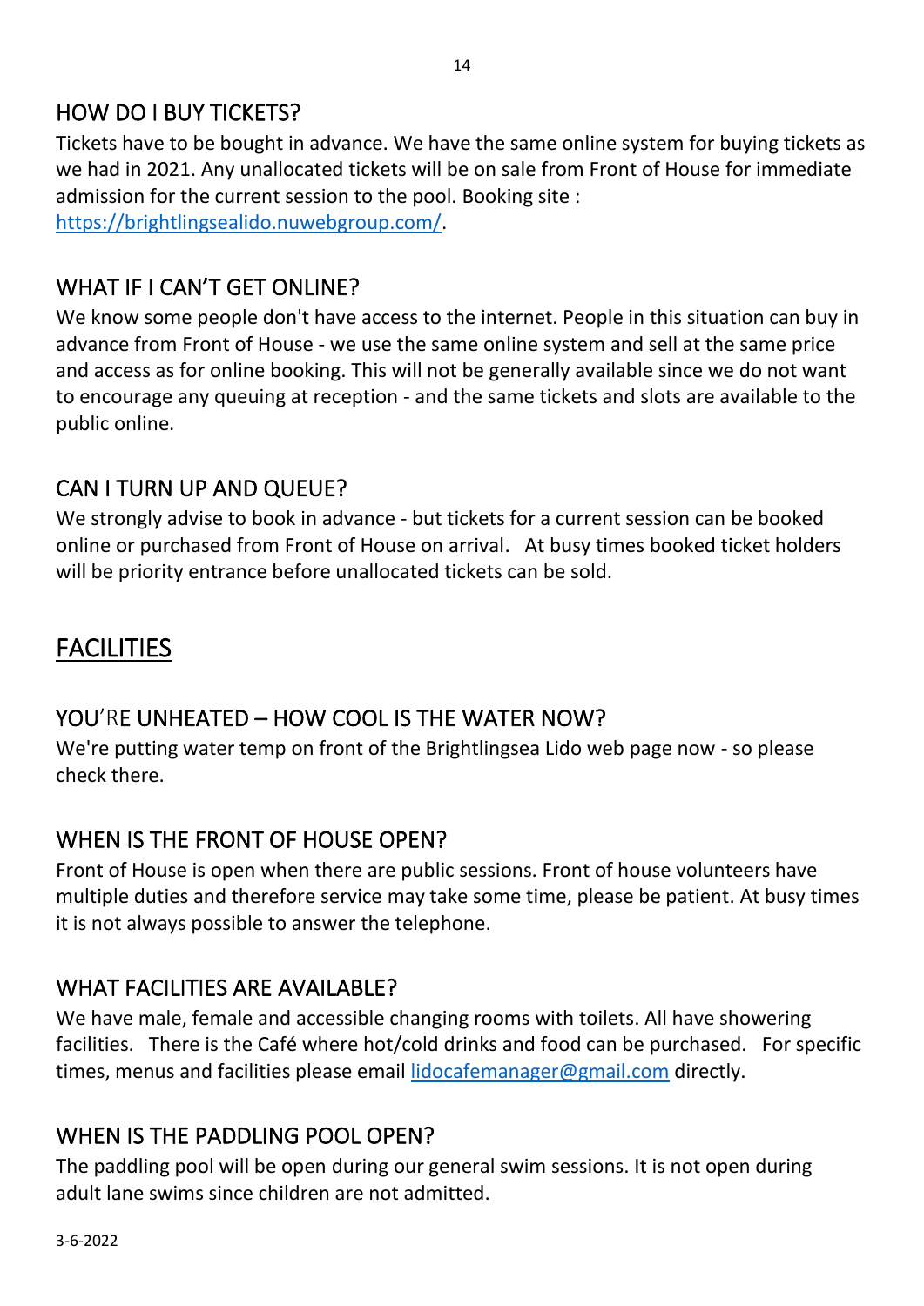## HOW DO I BUY TICKETS?

Tickets have to be bought in advance. We have the same online system for buying tickets as we had in 2021. Any unallocated tickets will be on sale from Front of House for immediate admission for the current session to the pool. Booking site : https://brightlingsealido.nuwebgroup.com/.

## WHAT IF I CAN'T GET ONLINE?

We know some people don't have access to the internet. People in this situation can buy in advance from Front of House - we use the same online system and sell at the same price and access as for online booking. This will not be generally available since we do not want to encourage any queuing at reception - and the same tickets and slots are available to the public online.

## CAN I TURN UP AND QUEUE?

We strongly advise to book in advance - but tickets for a current session can be booked online or purchased from Front of House on arrival. At busy times booked ticket holders will be priority entrance before unallocated tickets can be sold.

# FACILITIES

## YOU'RE UNHEATED – HOW COOL IS THE WATER NOW?

We're putting water temp on front of the Brightlingsea Lido web page now - so please check there.

## WHEN IS THE FRONT OF HOUSE OPEN?

Front of House is open when there are public sessions. Front of house volunteers have multiple duties and therefore service may take some time, please be patient. At busy times it is not always possible to answer the telephone.

## WHAT FACILITIES ARE AVAILABLE?

We have male, female and accessible changing rooms with toilets. All have showering facilities. There is the Café where hot/cold drinks and food can be purchased. For specific times, menus and facilities please email lidocafemanager@gmail.com directly.

## WHEN IS THE PADDLING POOL OPEN?

The paddling pool will be open during our general swim sessions. It is not open during adult lane swims since children are not admitted.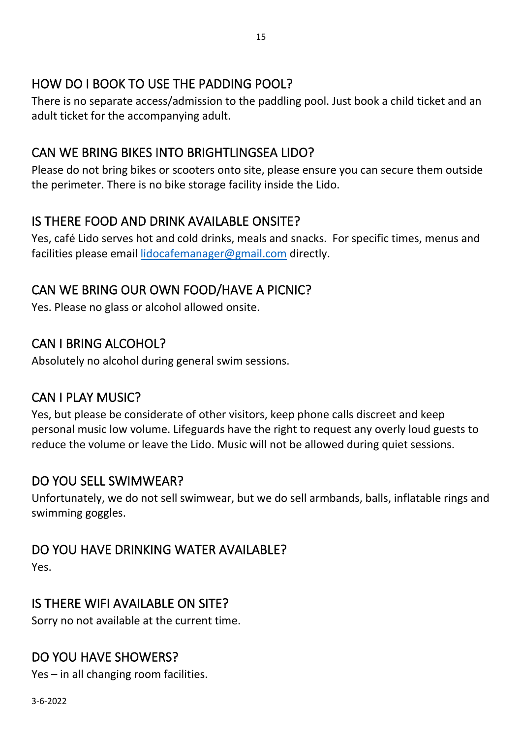## HOW DO I BOOK TO USE THE PADDING POOL?

There is no separate access/admission to the paddling pool. Just book a child ticket and an adult ticket for the accompanying adult.

## CAN WE BRING BIKES INTO BRIGHTLINGSEA LIDO?

Please do not bring bikes or scooters onto site, please ensure you can secure them outside the perimeter. There is no bike storage facility inside the Lido.

## IS THERE FOOD AND DRINK AVAILABLE ONSITE?

Yes, café Lido serves hot and cold drinks, meals and snacks. For specific times, menus and facilities please email lidocafemanager@gmail.com directly.

## CAN WE BRING OUR OWN FOOD/HAVE A PICNIC?

Yes. Please no glass or alcohol allowed onsite.

## CAN I BRING ALCOHOL?

Absolutely no alcohol during general swim sessions.

## CAN I PLAY MUSIC?

Yes, but please be considerate of other visitors, keep phone calls discreet and keep personal music low volume. Lifeguards have the right to request any overly loud guests to reduce the volume or leave the Lido. Music will not be allowed during quiet sessions.

## DO YOU SELL SWIMWEAR?

Unfortunately, we do not sell swimwear, but we do sell armbands, balls, inflatable rings and swimming goggles.

## DO YOU HAVE DRINKING WATER AVAILABLE?

Yes.

## IS THERE WIFI AVAILABLE ON SITE?

Sorry no not available at the current time.

## DO YOU HAVE SHOWERS?

Yes – in all changing room facilities.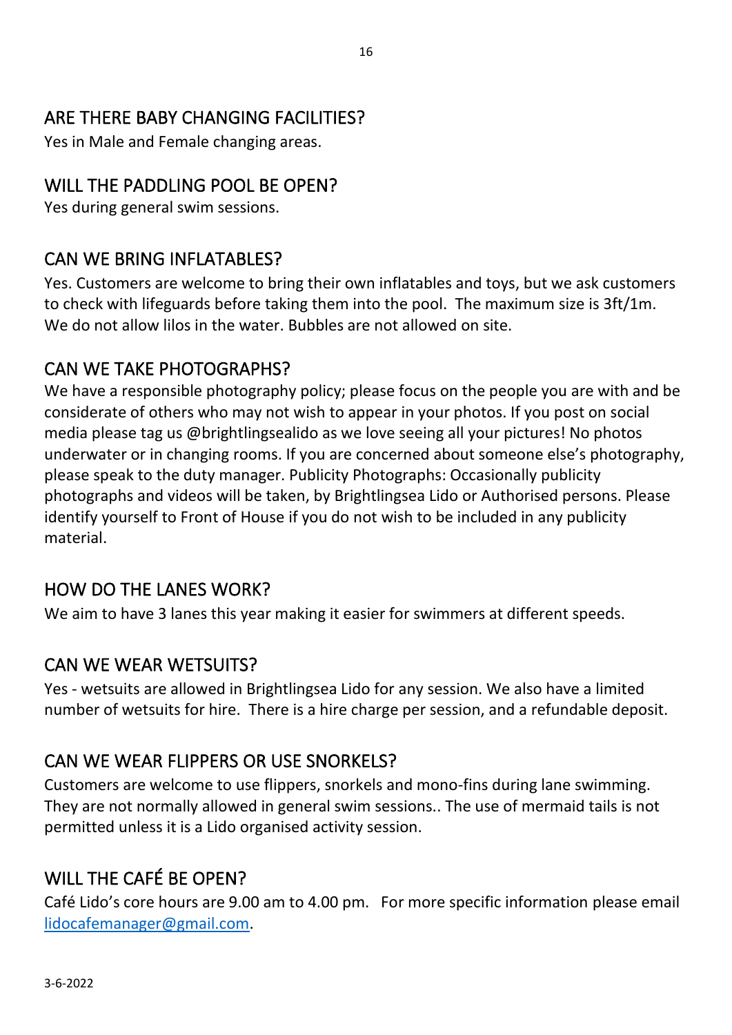## ARE THERE BABY CHANGING FACILITIES?

Yes in Male and Female changing areas.

## WILL THE PADDLING POOL BE OPEN?

Yes during general swim sessions.

## CAN WE BRING INFLATABLES?

Yes. Customers are welcome to bring their own inflatables and toys, but we ask customers to check with lifeguards before taking them into the pool. The maximum size is 3ft/1m. We do not allow lilos in the water. Bubbles are not allowed on site.

## CAN WE TAKE PHOTOGRAPHS?

We have a responsible photography policy; please focus on the people you are with and be considerate of others who may not wish to appear in your photos. If you post on social media please tag us @brightlingsealido as we love seeing all your pictures! No photos underwater or in changing rooms. If you are concerned about someone else's photography, please speak to the duty manager. Publicity Photographs: Occasionally publicity photographs and videos will be taken, by Brightlingsea Lido or Authorised persons. Please identify yourself to Front of House if you do not wish to be included in any publicity material.

## HOW DO THE LANES WORK?

We aim to have 3 lanes this year making it easier for swimmers at different speeds.

## CAN WE WEAR WETSUITS?

Yes - wetsuits are allowed in Brightlingsea Lido for any session. We also have a limited number of wetsuits for hire. There is a hire charge per session, and a refundable deposit.

## CAN WE WEAR FLIPPERS OR USE SNORKELS?

Customers are welcome to use flippers, snorkels and mono-fins during lane swimming. They are not normally allowed in general swim sessions.. The use of mermaid tails is not permitted unless it is a Lido organised activity session.

## WILL THE CAFÉ BE OPEN?

Café Lido's core hours are 9.00 am to 4.00 pm. For more specific information please email [lidocafemanager@gmail.com](mailto:lidocafemanager@gmail.com).

3-6-2022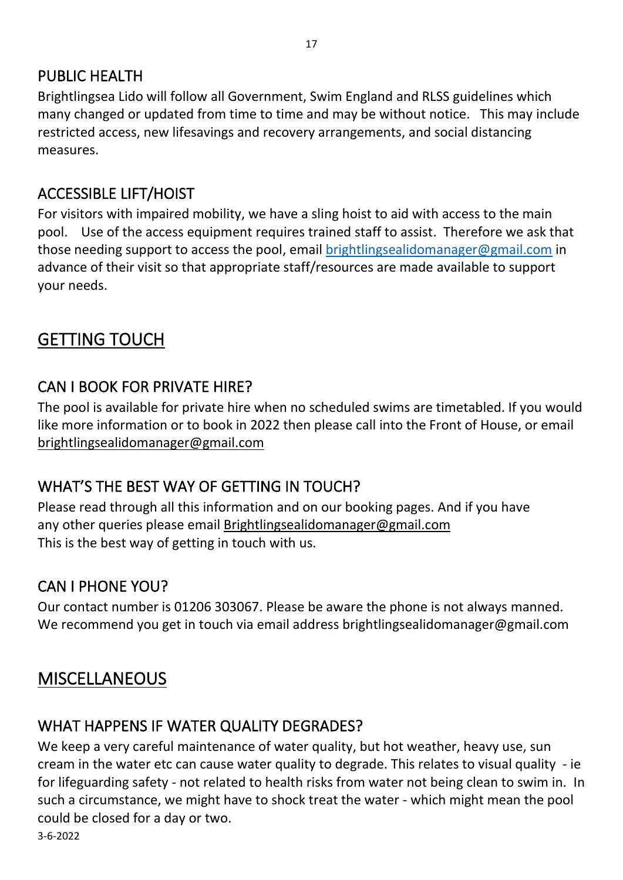## PUBLIC HEALTH

Brightlingsea Lido will follow all Government, Swim England and RLSS guidelines which many changed or updated from time to time and may be without notice. This may include restricted access, new lifesavings and recovery arrangements, and social distancing measures.

## ACCESSIBLE LIFT/HOIST

For visitors with impaired mobility, we have a sling hoist to aid with access to the main pool. Use of the access equipment requires trained staff to assist. Therefore we ask that those needing support to access the pool, email brightlingsealidomanager@gmail.com in advance of their visit so that appropriate staff/resources are made available to support your needs.

# GETTING TOUCH

## CAN I BOOK FOR PRIVATE HIRE?

The pool is available for private hire when no scheduled swims are timetabled. If you would like more information or to book in 2022 then please call into the Front of House, or email brightlingsealidomanager@gmail.com

## WHAT'S THE BEST WAY OF GETTING IN TOUCH?

Please read through all this information and on our booking pages. And if you have any other queries please email Brightlingsealidomanager@gmail.com
This is the best way of getting in touch with us.

## CAN I PHONE YOU?

Our contact number is 01206 303067. Please be aware the phone is not always manned. We recommend you get in touch via email address brightlingsealidomanager@gmail.com

# MISCELLANEOUS

## WHAT HAPPENS IF WATER QUALITY DEGRADES?

We keep a very careful maintenance of water quality, but hot weather, heavy use, sun cream in the water etc can cause water quality to degrade. This relates to visual quality - ie for lifeguarding safety - not related to health risks from water not being clean to swim in. In such a circumstance, we might have to shock treat the water - which might mean the pool could be closed for a day or two.

3-6-2022